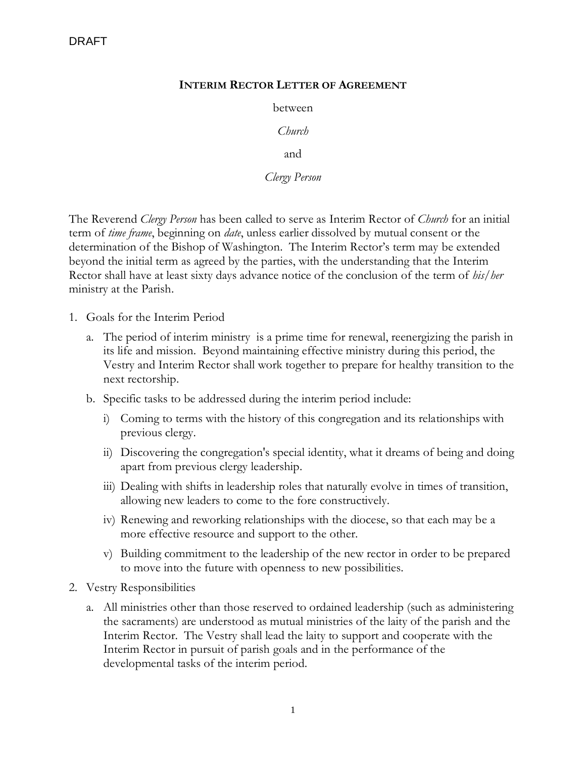DRAFT

**INTERIM RECTOR LETTER OF AGREEMENT**

between

*Church*

and

*Clergy Person*

The Reverend *Clergy Person* has been called to serve as Interim Rector of *Church* for an initial term of *time frame*, beginning on *date*, unless earlier dissolved by mutual consent or the determination of the Bishop of Washington. The Interim Rector's term may be extended beyond the initial term as agreed by the parties, with the understanding that the Interim Rector shall have at least sixty days advance notice of the conclusion of the term of *his/her* ministry at the Parish.

1. Goals for the Interim Period
   a. The period of interim ministry is a prime time for renewal, reenergizing the parish in its life and mission. Beyond maintaining effective ministry during this period, the Vestry and Interim Rector shall work together to prepare for healthy transition to the next rectorship.
   b. Specific tasks to be addressed during the interim period include:
      i) Coming to terms with the history of this congregation and its relationships with previous clergy.
      ii) Discovering the congregation's special identity, what it dreams of being and doing apart from previous clergy leadership.
      iii) Dealing with shifts in leadership roles that naturally evolve in times of transition, allowing new leaders to come to the fore constructively.
      iv) Renewing and reworking relationships with the diocese, so that each may be a more effective resource and support to the other.
      v) Building commitment to the leadership of the new rector in order to be prepared to move into the future with openness to new possibilities.
2. Vestry Responsibilities
   a. All ministries other than those reserved to ordained leadership (such as administering the sacraments) are understood as mutual ministries of the laity of the parish and the Interim Rector. The Vestry shall lead the laity to support and cooperate with the Interim Rector in pursuit of parish goals and in the performance of the developmental tasks of the interim period.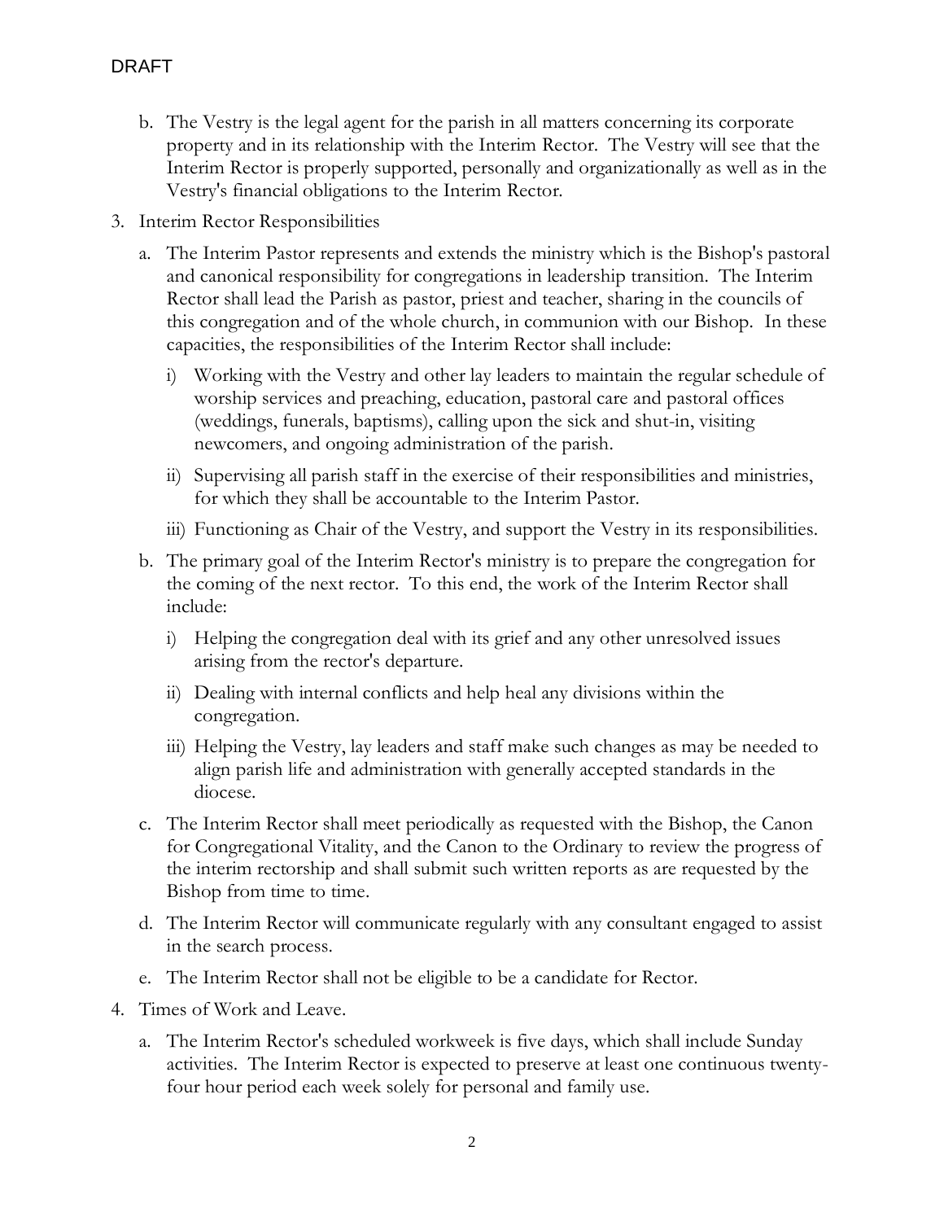b. The Vestry is the legal agent for the parish in all matters concerning its corporate property and in its relationship with the Interim Rector. The Vestry will see that the Interim Rector is properly supported, personally and organizationally as well as in the Vestry's financial obligations to the Interim Rector.

3. Interim Rector Responsibilities

   a. The Interim Pastor represents and extends the ministry which is the Bishop's pastoral and canonical responsibility for congregations in leadership transition. The Interim Rector shall lead the Parish as pastor, priest and teacher, sharing in the councils of this congregation and of the whole church, in communion with our Bishop. In these capacities, the responsibilities of the Interim Rector shall include:

      i) Working with the Vestry and other lay leaders to maintain the regular schedule of worship services and preaching, education, pastoral care and pastoral offices (weddings, funerals, baptisms), calling upon the sick and shut-in, visiting newcomers, and ongoing administration of the parish.

      ii) Supervising all parish staff in the exercise of their responsibilities and ministries, for which they shall be accountable to the Interim Pastor.

      iii) Functioning as Chair of the Vestry, and support the Vestry in its responsibilities.

   b. The primary goal of the Interim Rector's ministry is to prepare the congregation for the coming of the next rector. To this end, the work of the Interim Rector shall include:

      i) Helping the congregation deal with its grief and any other unresolved issues arising from the rector's departure.

      ii) Dealing with internal conflicts and help heal any divisions within the congregation.

      iii) Helping the Vestry, lay leaders and staff make such changes as may be needed to align parish life and administration with generally accepted standards in the diocese.

   c. The Interim Rector shall meet periodically as requested with the Bishop, the Canon for Congregational Vitality, and the Canon to the Ordinary to review the progress of the interim rectorship and shall submit such written reports as are requested by the Bishop from time to time.

   d. The Interim Rector will communicate regularly with any consultant engaged to assist in the search process.

   e. The Interim Rector shall not be eligible to be a candidate for Rector.

4. Times of Work and Leave.

   a. The Interim Rector's scheduled workweek is five days, which shall include Sunday activities. The Interim Rector is expected to preserve at least one continuous twenty-four hour period each week solely for personal and family use.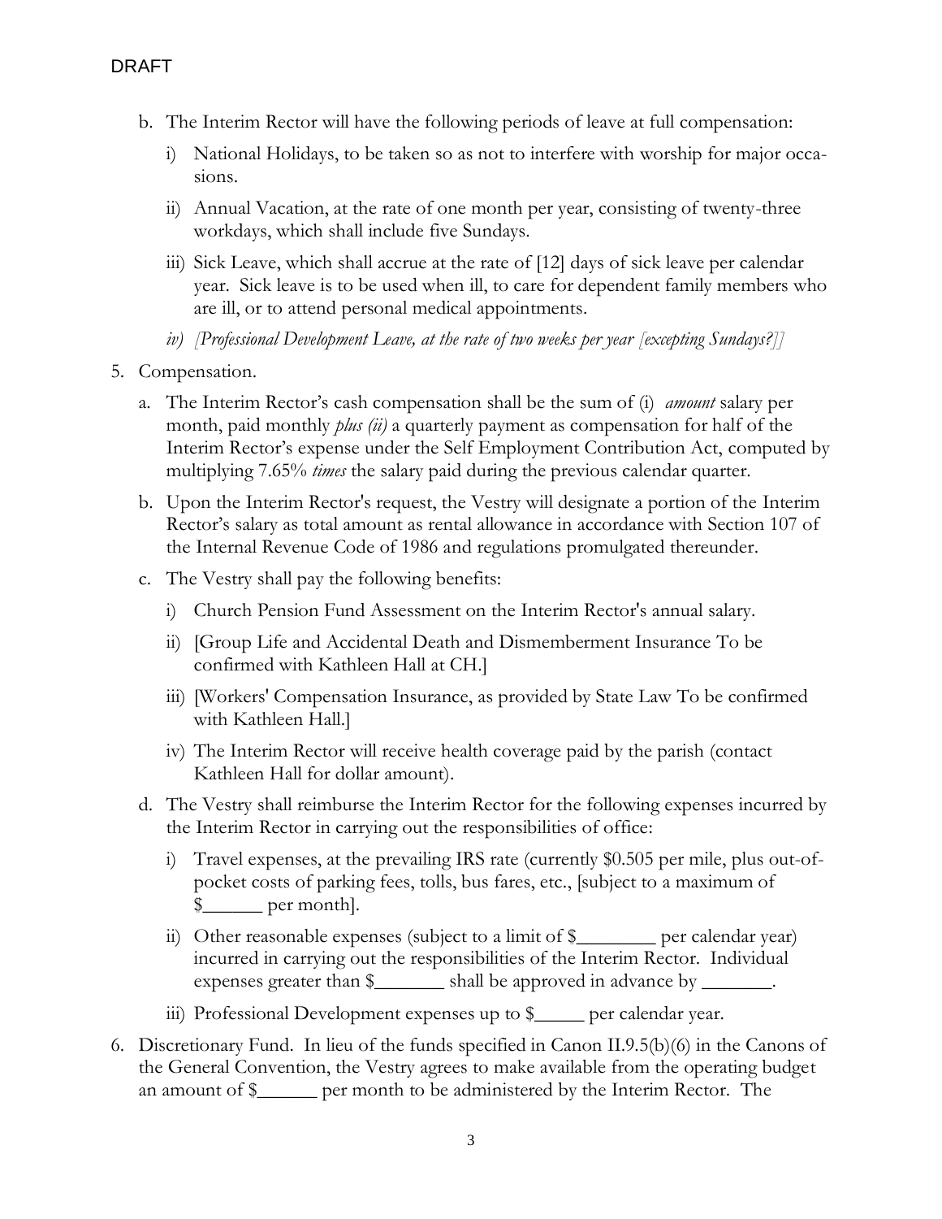DRAFT

b. The Interim Rector will have the following periods of leave at full compensation:

   i) National Holidays, to be taken so as not to interfere with worship for major occasions.

   ii) Annual Vacation, at the rate of one month per year, consisting of twenty-three workdays, which shall include five Sundays.

   iii) Sick Leave, which shall accrue at the rate of [12] days of sick leave per calendar year. Sick leave is to be used when ill, to care for dependent family members who are ill, or to attend personal medical appointments.

   iv) *[Professional Development Leave, at the rate of two weeks per year [excepting Sundays?]]*

5. Compensation.

   a. The Interim Rector's cash compensation shall be the sum of (i) *amount* salary per month, paid monthly *plus (ii)* a quarterly payment as compensation for half of the Interim Rector's expense under the Self Employment Contribution Act, computed by multiplying 7.65% *times* the salary paid during the previous calendar quarter.

   b. Upon the Interim Rector's request, the Vestry will designate a portion of the Interim Rector's salary as total amount as rental allowance in accordance with Section 107 of the Internal Revenue Code of 1986 and regulations promulgated thereunder.

   c. The Vestry shall pay the following benefits:

      i) Church Pension Fund Assessment on the Interim Rector's annual salary.

      ii) [Group Life and Accidental Death and Dismemberment Insurance To be confirmed with Kathleen Hall at CH.]

      iii) [Workers' Compensation Insurance, as provided by State Law To be confirmed with Kathleen Hall.]

      iv) The Interim Rector will receive health coverage paid by the parish (contact Kathleen Hall for dollar amount).

   d. The Vestry shall reimburse the Interim Rector for the following expenses incurred by the Interim Rector in carrying out the responsibilities of office:

      i) Travel expenses, at the prevailing IRS rate (currently $0.505 per mile, plus out-of-pocket costs of parking fees, tolls, bus fares, etc., [subject to a maximum of $______ per month].

      ii) Other reasonable expenses (subject to a limit of $________ per calendar year) incurred in carrying out the responsibilities of the Interim Rector. Individual expenses greater than $_______ shall be approved in advance by _______.

      iii) Professional Development expenses up to $_____ per calendar year.

6. Discretionary Fund. In lieu of the funds specified in Canon II.9.5(b)(6) in the Canons of the General Convention, the Vestry agrees to make available from the operating budget an amount of $______ per month to be administered by the Interim Rector. The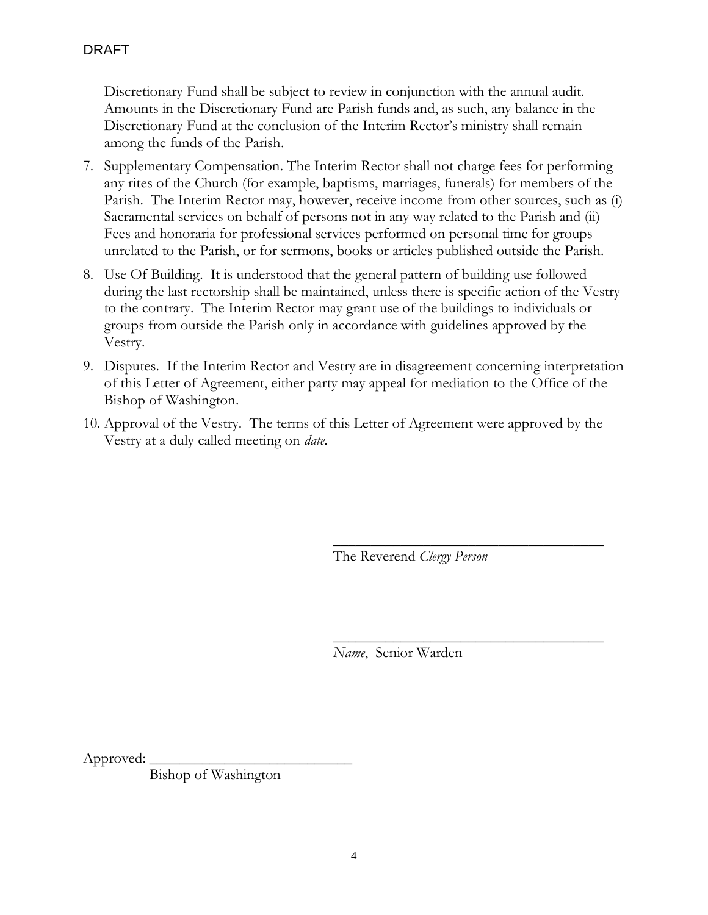DRAFT

Discretionary Fund shall be subject to review in conjunction with the annual audit. Amounts in the Discretionary Fund are Parish funds and, as such, any balance in the Discretionary Fund at the conclusion of the Interim Rector's ministry shall remain among the funds of the Parish.

7. Supplementary Compensation. The Interim Rector shall not charge fees for performing any rites of the Church (for example, baptisms, marriages, funerals) for members of the Parish. The Interim Rector may, however, receive income from other sources, such as (i) Sacramental services on behalf of persons not in any way related to the Parish and (ii) Fees and honoraria for professional services performed on personal time for groups unrelated to the Parish, or for sermons, books or articles published outside the Parish.
8. Use Of Building. It is understood that the general pattern of building use followed during the last rectorship shall be maintained, unless there is specific action of the Vestry to the contrary. The Interim Rector may grant use of the buildings to individuals or groups from outside the Parish only in accordance with guidelines approved by the Vestry.
9. Disputes. If the Interim Rector and Vestry are in disagreement concerning interpretation of this Letter of Agreement, either party may appeal for mediation to the Office of the Bishop of Washington.
10. Approval of the Vestry. The terms of this Letter of Agreement were approved by the Vestry at a duly called meeting on *date*.

\_\_\_\_\_\_\_\_\_\_\_\_\_\_\_\_\_\_\_\_\_\_\_\_\_\_\_\_\_\_\_\_\_\_\_\_

The Reverend *Clergy Person*

\_\_\_\_\_\_\_\_\_\_\_\_\_\_\_\_\_\_\_\_\_\_\_\_\_\_\_\_\_\_\_\_\_\_\_\_

*Name*, Senior Warden

Approved: \_\_\_\_\_\_\_\_\_\_\_\_\_\_\_\_\_\_\_\_\_\_\_\_\_\_\_\_

Bishop of Washington